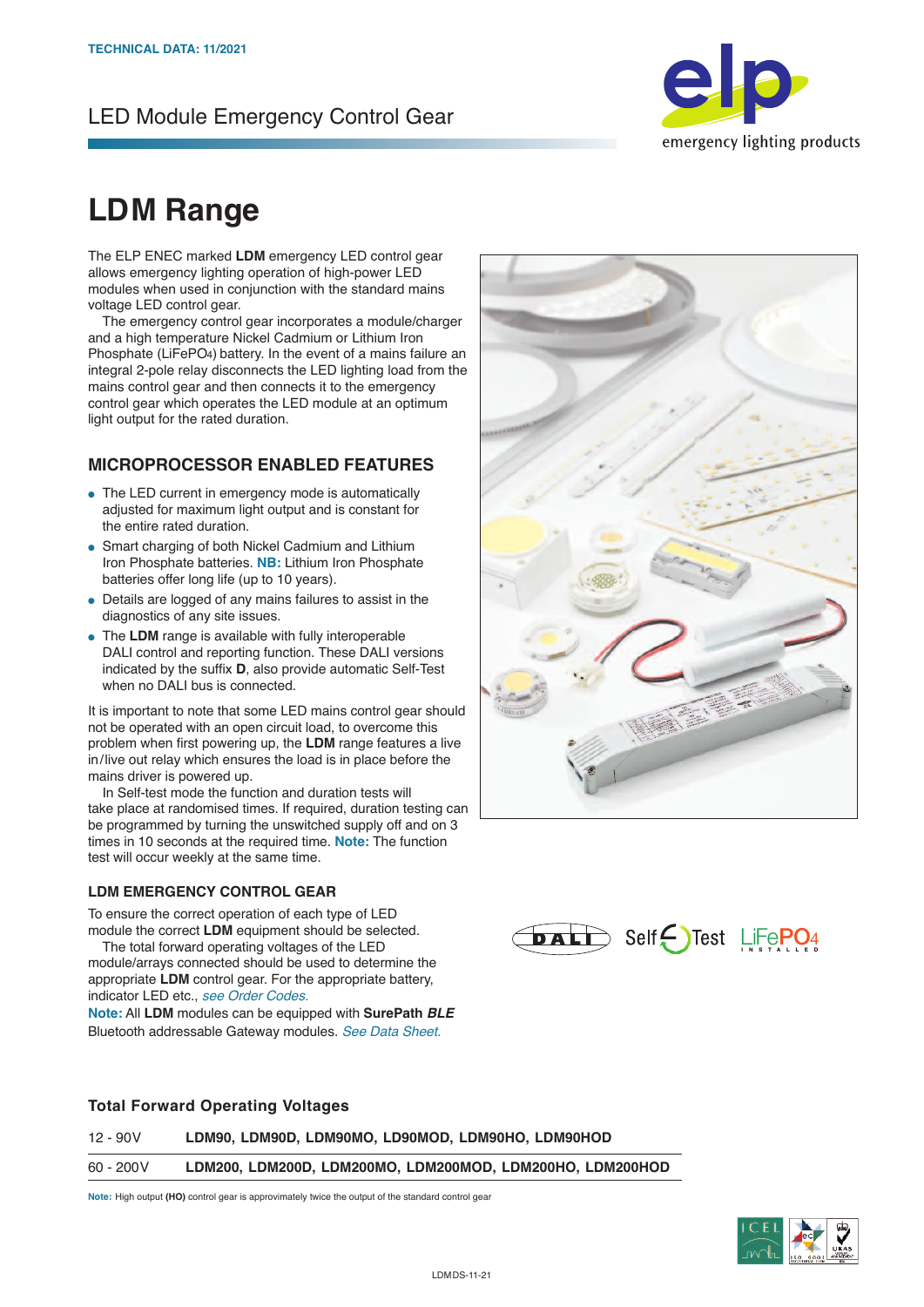TECHNICAL DATA: 11/2021

LED Module Emergency Control Gear

# LDM Range

The ELP ENEC marked **LDM** emergency LED control gear allows emergency lighting operation of high-power LED modules when used in conjunction with the standard mains voltage LED control gear.

The emergency control gear incorporates a module/charger and a high temperature Nickel Cadmium or Lithium Iron Phosphate ($LiFePO_4$) battery. In the event of a mains failure an integral 2-pole relay disconnects the LED lighting load from the mains control gear and then connects it to the emergency control gear which operates the LED module at an optimum light output for the rated duration.

## MICROPROCESSOR ENABLED FEATURES

- The LED current in emergency mode is automatically adjusted for maximum light output and is constant for the entire rated duration.
- Smart charging of both Nickel Cadmium and Lithium Iron Phosphate batteries. **NB:** Lithium Iron Phosphate batteries offer long life (up to 10 years).
- Details are logged of any mains failures to assist in the diagnostics of any site issues.
- The **LDM** range is available with fully interoperable DALI control and reporting function. These DALI versions indicated by the suffix **D**, also provide automatic Self-Test when no DALI bus is connected.

It is important to note that some LED mains control gear should not be operated with an open circuit load, to overcome this problem when first powering up, the **LDM** range features a live in/live out relay which ensures the load is in place before the mains driver is powered up.

In Self-test mode the function and duration tests will take place at randomised times. If required, duration testing can be programmed by turning the unswitched supply off and on 3 times in 10 seconds at the required time. **Note:** The function test will occur weekly at the same time.

### LDM EMERGENCY CONTROL GEAR

To ensure the correct operation of each type of LED module the correct **LDM** equipment should be selected.

The total forward operating voltages of the LED module/arrays connected should be used to determine the appropriate **LDM** control gear. For the appropriate battery, indicator LED etc., *see Order Codes.*

**Note:** All **LDM** modules can be equipped with **SurePath *BLE*** Bluetooth addressable Gateway modules. *See Data Sheet.*

DALI Self Test $LiFePO_4$ INSTALLED

### Total Forward Operating Voltages

| | |
|---|---|
| 12 - 90V | **LDM90, LDM90D, LDM90MO, LD90MOD, LDM90HO, LDM90HOD** |
| 60 - 200V | **LDM200, LDM200D, LDM200MO, LDM200MOD, LDM200HO, LDM200HOD** |

**Note:** High output **(HO)** control gear is approvimately twice the output of the standard control gear

LDMDS-11-21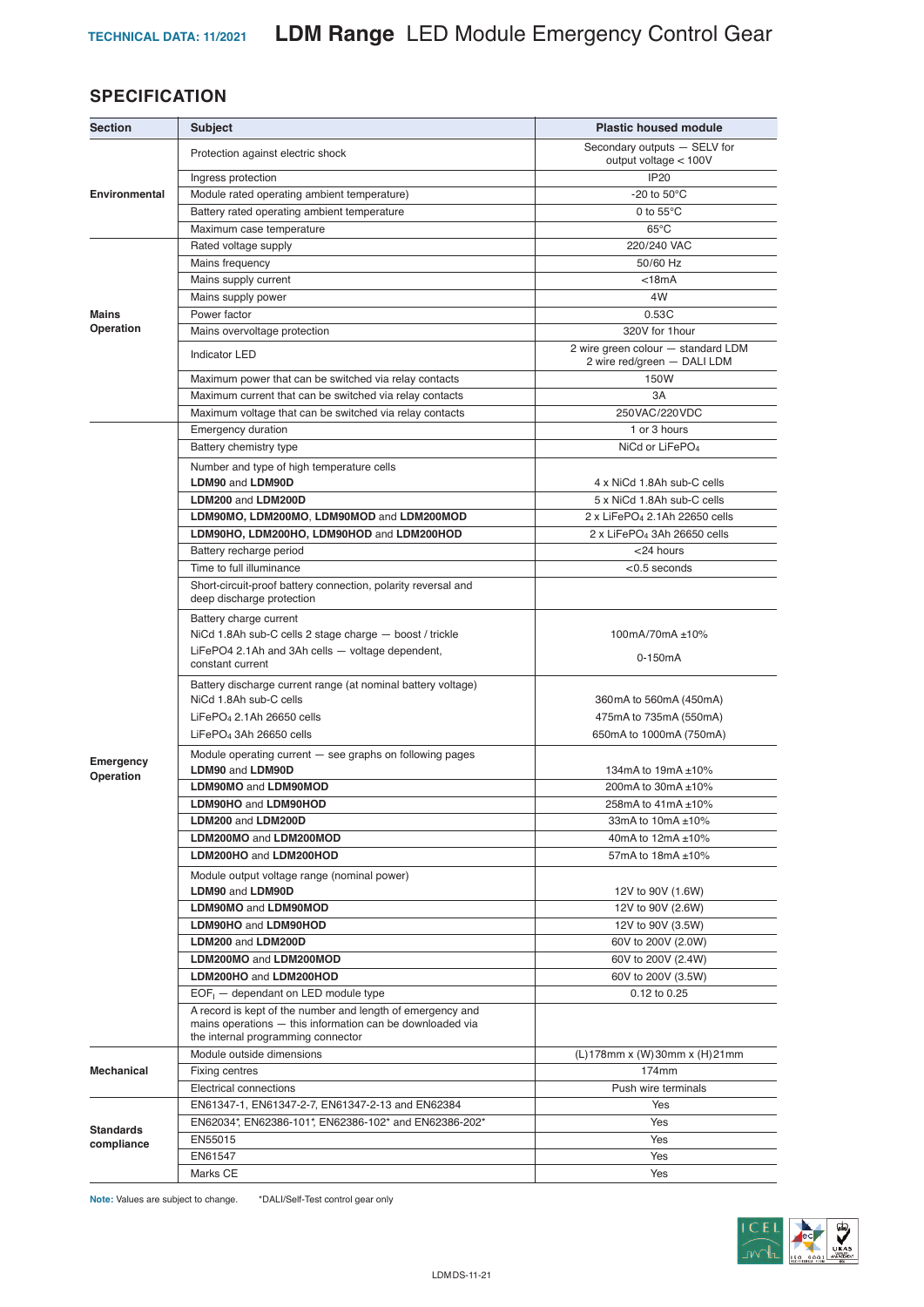## SPECIFICATION

| Section | Subject | Plastic housed module |
|---|---|---|
| Environmental | Protection against electric shock | Secondary outputs — SELV for output voltage < 100V |
| | Ingress protection | IP20 |
| | Module rated operating ambient temperature) | -20 to 50°C |
| | Battery rated operating ambient temperature | 0 to 55°C |
| | Maximum case temperature | 65°C |
| Mains Operation | Rated voltage supply | 220/240 VAC |
| | Mains frequency | 50/60 Hz |
| | Mains supply current | <18mA |
| | Mains supply power | 4W |
| | Power factor | 0.53C |
| | Mains overvoltage protection | 320V for 1hour |
| | Indicator LED | 2 wire green colour — standard LDM<br>2 wire red/green — DALI LDM |
| | Maximum power that can be switched via relay contacts | 150W |
| | Maximum current that can be switched via relay contacts | 3A |
| | Maximum voltage that can be switched via relay contacts | 250VAC/220VDC |
| Emergency Operation | Emergency duration | 1 or 3 hours |
| | Battery chemistry type | NiCd or $LiFePO_4$ |
| | Number and type of high temperature cells<br>**LDM90** and **LDM90D** | 4 x NiCd 1.8Ah sub-C cells |
| | **LDM200** and **LDM200D** | 5 x NiCd 1.8Ah sub-C cells |
| | **LDM90MO**, **LDM200MO**, **LDM90MOD** and **LDM200MOD** | 2 x $LiFePO_4$ 2.1Ah 22650 cells |
| | **LDM90HO**, **LDM200HO**, **LDM90HOD** and **LDM200HOD** | 2 x $LiFePO_4$ 3Ah 26650 cells |
| | Battery recharge period | <24 hours |
| | Time to full illuminance | <0.5 seconds |
| | Short-circuit-proof battery connection, polarity reversal and deep discharge protection | |
| | Battery charge current<br>NiCd 1.8Ah sub-C cells 2 stage charge — boost / trickle<br>LiFePO4 2.1Ah and 3Ah cells — voltage dependent, constant current | 100mA/70mA ±10%<br>0-150mA |
| | Battery discharge current range (at nominal battery voltage)<br>NiCd 1.8Ah sub-C cells<br>$LiFePO_4$ 2.1Ah 26650 cells<br>$LiFePO_4$ 3Ah 26650 cells | 360mA to 560mA (450mA)<br>475mA to 735mA (550mA)<br>650mA to 1000mA (750mA) |
| | Module operating current — see graphs on following pages<br>**LDM90** and **LDM90D** | 134mA to 19mA ±10% |
| | **LDM90MO** and **LDM90MOD** | 200mA to 30mA ±10% |
| | **LDM90HO** and **LDM90HOD** | 258mA to 41mA ±10% |
| | **LDM200** and **LDM200D** | 33mA to 10mA ±10% |
| | **LDM200MO** and **LDM200MOD** | 40mA to 12mA ±10% |
| | **LDM200HO** and **LDM200HOD** | 57mA to 18mA ±10% |
| | Module output voltage range (nominal power)<br>**LDM90** and **LDM90D** | 12V to 90V (1.6W) |
| | **LDM90MO** and **LDM90MOD** | 12V to 90V (2.6W) |
| | **LDM90HO** and **LDM90HOD** | 12V to 90V (3.5W) |
| | **LDM200** and **LDM200D** | 60V to 200V (2.0W) |
| | **LDM200MO** and **LDM200MOD** | 60V to 200V (2.4W) |
| | **LDM200HO** and **LDM200HOD** | 60V to 200V (3.5W) |
| | $EOF_i$ — dependant on LED module type | 0.12 to 0.25 |
| | A record is kept of the number and length of emergency and mains operations — this information can be downloaded via the internal programming connector | |
| Mechanical | Module outside dimensions | (L)178mm x (W)30mm x (H)21mm |
| | Fixing centres | 174mm |
| | Electrical connections | Push wire terminals |
| Standards compliance | EN61347-1, EN61347-2-7, EN61347-2-13 and EN62384 | Yes |
| | EN62034*, EN62386-101*, EN62386-102* and EN62386-202* | Yes |
| | EN55015 | Yes |
| | EN61547 | Yes |
| | Marks CE | Yes |

**Note:** Values are subject to change. *DALI/Self-Test control gear only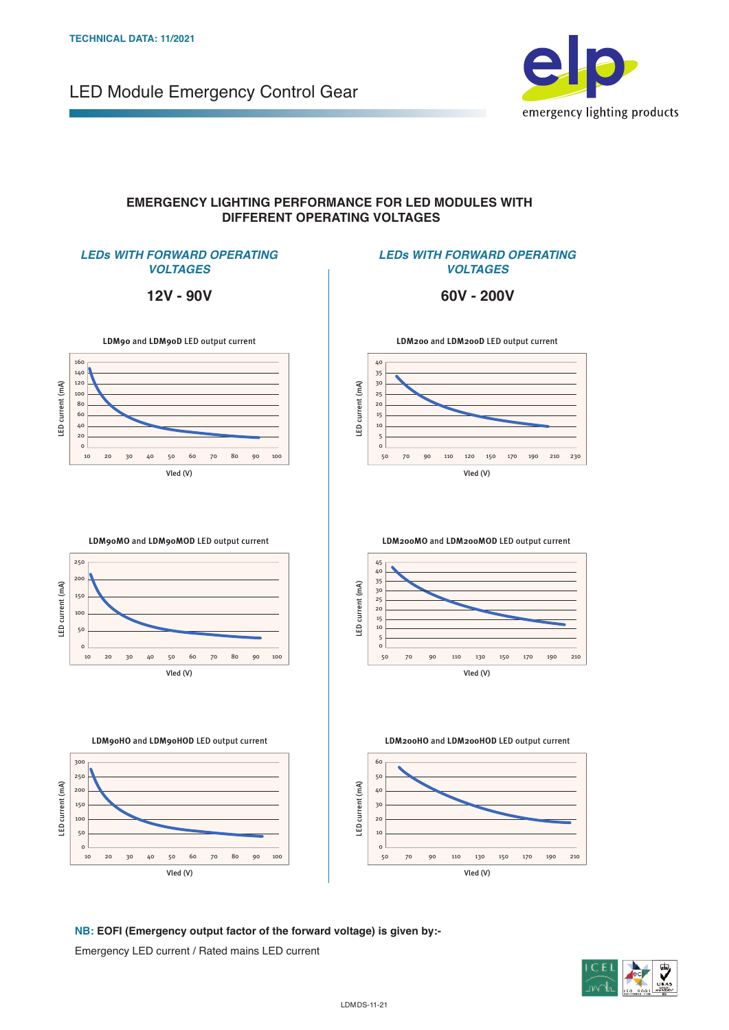TECHNICAL DATA: 11/2021

# LED Module Emergency Control Gear

## EMERGENCY LIGHTING PERFORMANCE FOR LED MODULES WITH DIFFERENT OPERATING VOLTAGES

### *LEDs WITH FORWARD OPERATING VOLTAGES*

### 12V - 90V

**LDM90** and **LDM90D** LED output current

**LDM90MO** and **LDM90MOD** LED output current

**LDM90HO** and **LDM90HOD** LED output current

### *LEDs WITH FORWARD OPERATING VOLTAGES*

### 60V - 200V

**LDM200** and **LDM200D** LED output current

**LDM200MO** and **LDM200MOD** LED output current

**LDM200HO** and **LDM200HOD** LED output current

**NB: EOFI (Emergency output factor of the forward voltage) is given by:-**

Emergency LED current / Rated mains LED current

LDMDS-11-21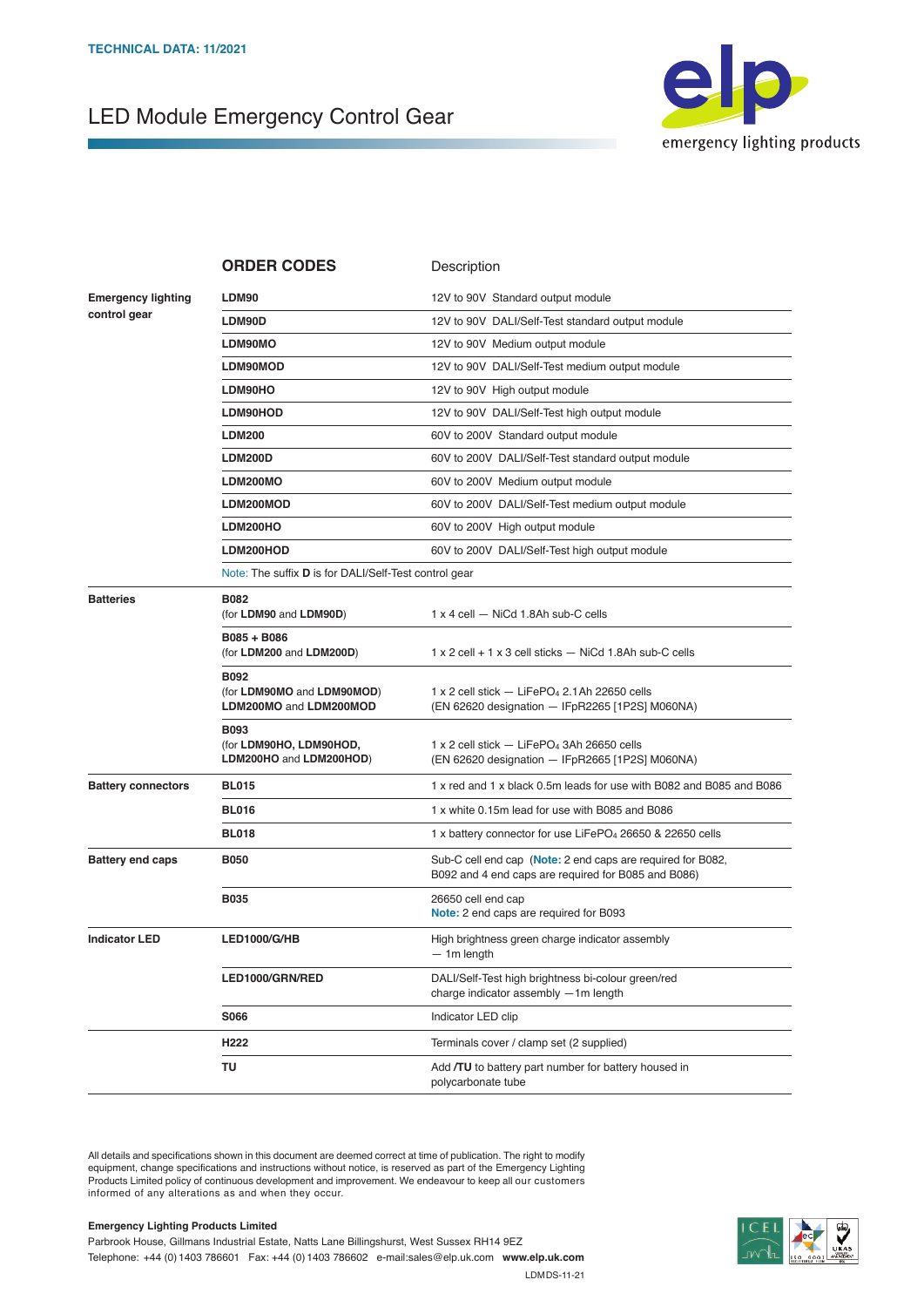TECHNICAL DATA: 11/2021

# LED Module Emergency Control Gear

| | ORDER CODES | Description |
|---|---|---|
| **Emergency lighting control gear** | **LDM90** | 12V to 90V Standard output module |
| | **LDM90D** | 12V to 90V DALI/Self-Test standard output module |
| | **LDM90MO** | 12V to 90V Medium output module |
| | **LDM90MOD** | 12V to 90V DALI/Self-Test medium output module |
| | **LDM90HO** | 12V to 90V High output module |
| | **LDM90HOD** | 12V to 90V DALI/Self-Test high output module |
| | **LDM200** | 60V to 200V Standard output module |
| | **LDM200D** | 60V to 200V DALI/Self-Test standard output module |
| | **LDM200MO** | 60V to 200V Medium output module |
| | **LDM200MOD** | 60V to 200V DALI/Self-Test medium output module |
| | **LDM200HO** | 60V to 200V High output module |
| | **LDM200HOD** | 60V to 200V DALI/Self-Test high output module |
| | Note: The suffix **D** is for DALI/Self-Test control gear | |
| **Batteries** | **B082** (for **LDM90** and **LDM90D**) | 1 x 4 cell — NiCd 1.8Ah sub-C cells |
| | **B085 + B086** (for **LDM200** and **LDM200D**) | 1 x 2 cell + 1 x 3 cell sticks — NiCd 1.8Ah sub-C cells |
| | **B092** (for **LDM90MO** and **LDM90MOD**) **LDM200MO** and **LDM200MOD** | 1 x 2 cell stick — $LiFePO_4$ 2.1Ah 22650 cells (EN 62620 designation — IFpR2265 [1P2S] M060NA) |
| | **B093** (for **LDM90HO, LDM90HOD, LDM200HO** and **LDM200HOD**) | 1 x 2 cell stick — $LiFePO_4$ 3Ah 26650 cells (EN 62620 designation — IFpR2665 [1P2S] M060NA) |
| **Battery connectors** | **BL015** | 1 x red and 1 x black 0.5m leads for use with B082 and B085 and B086 |
| | **BL016** | 1 x white 0.15m lead for use with B085 and B086 |
| | **BL018** | 1 x battery connector for use $LiFePO_4$ 26650 & 22650 cells |
| **Battery end caps** | **B050** | Sub-C cell end cap (**Note:** 2 end caps are required for B082, B092 and 4 end caps are required for B085 and B086) |
| | **B035** | 26650 cell end cap **Note:** 2 end caps are required for B093 |
| **Indicator LED** | **LED1000/G/HB** | High brightness green charge indicator assembly — 1m length |
| | **LED1000/GRN/RED** | DALI/Self-Test high brightness bi-colour green/red charge indicator assembly — 1m length |
| | **S066** | Indicator LED clip |
| | **H222** | Terminals cover / clamp set (2 supplied) |
| | **TU** | Add **/TU** to battery part number for battery housed in polycarbonate tube |

All details and specifications shown in this document are deemed correct at time of publication. The right to modify equipment, change specifications and instructions without notice, is reserved as part of the Emergency Lighting Products Limited policy of continuous development and improvement. We endeavour to keep all our customers informed of any alterations as and when they occur.

**Emergency Lighting Products Limited**
Parbrook House, Gillmans Industrial Estate, Natts Lane Billingshurst, West Sussex RH14 9EZ
Telephone: +44 (0) 1403 786601 Fax: +44 (0) 1403 786602 e-mail:sales@elp.uk.com **www.elp.uk.com**

LDMDS-11-21